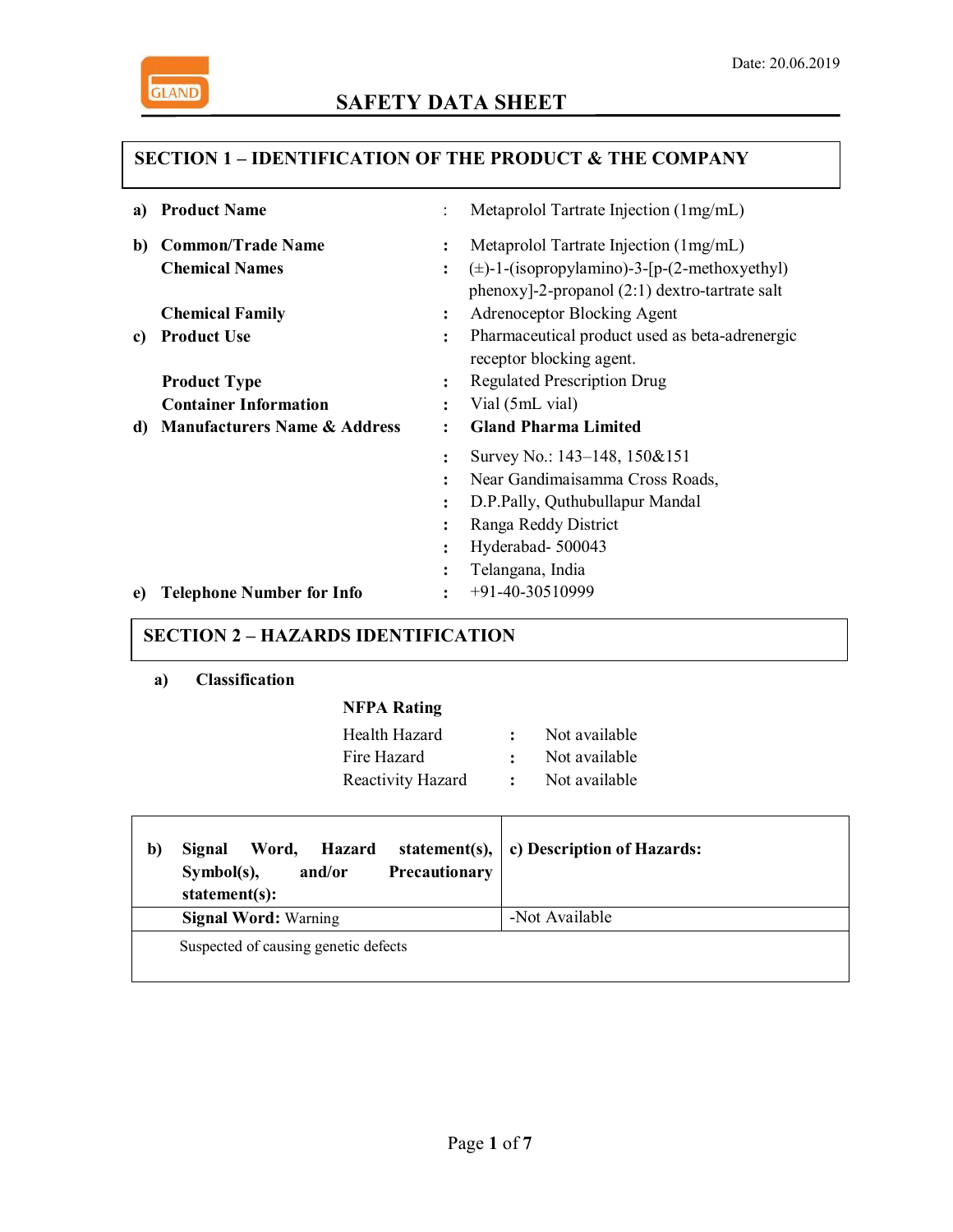Date: 20.06.2019

# SAFETY DATA SHEET

## SECTION 1 – IDENTIFICATION OF THE PRODUCT & THE COMPANY

| | | | |
|---|---|---|---|
| a) | **Product Name** | : | Metaprolol Tartrate Injection (1mg/mL) |
| b) | **Common/Trade Name** | : | Metaprolol Tartrate Injection (1mg/mL) |
| | **Chemical Names** | : | (±)-1-(isopropylamino)-3-[p-(2-methoxyethyl) phenoxy]-2-propanol (2:1) dextro-tartrate salt |
| | **Chemical Family** | : | Adrenoceptor Blocking Agent |
| c) | **Product Use** | : | Pharmaceutical product used as beta-adrenergic receptor blocking agent. |
| | **Product Type** | : | Regulated Prescription Drug |
| | **Container Information** | : | Vial (5mL vial) |
| d) | **Manufacturers Name & Address** | : | **Gland Pharma Limited** |
| | | : | Survey No.: 143–148, 150&151 |
| | | : | Near Gandimaisamma Cross Roads, |
| | | : | D.P.Pally, Quthubullapur Mandal |
| | | : | Ranga Reddy District |
| | | : | Hyderabad- 500043 |
| | | : | Telangana, India |
| e) | **Telephone Number for Info** | : | +91-40-30510999 |

## SECTION 2 – HAZARDS IDENTIFICATION

**a) Classification**

**NFPA Rating**

| | | |
|---|---|---|
| Health Hazard | : | Not available |
| Fire Hazard | : | Not available |
| Reactivity Hazard | : | Not available |

| **b) Signal Word, Hazard statement(s), Symbol(s), and/or Precautionary statement(s):** | **c) Description of Hazards:** |
|---|---|
| **Signal Word:** Warning | -Not Available |
| Suspected of causing genetic defects | |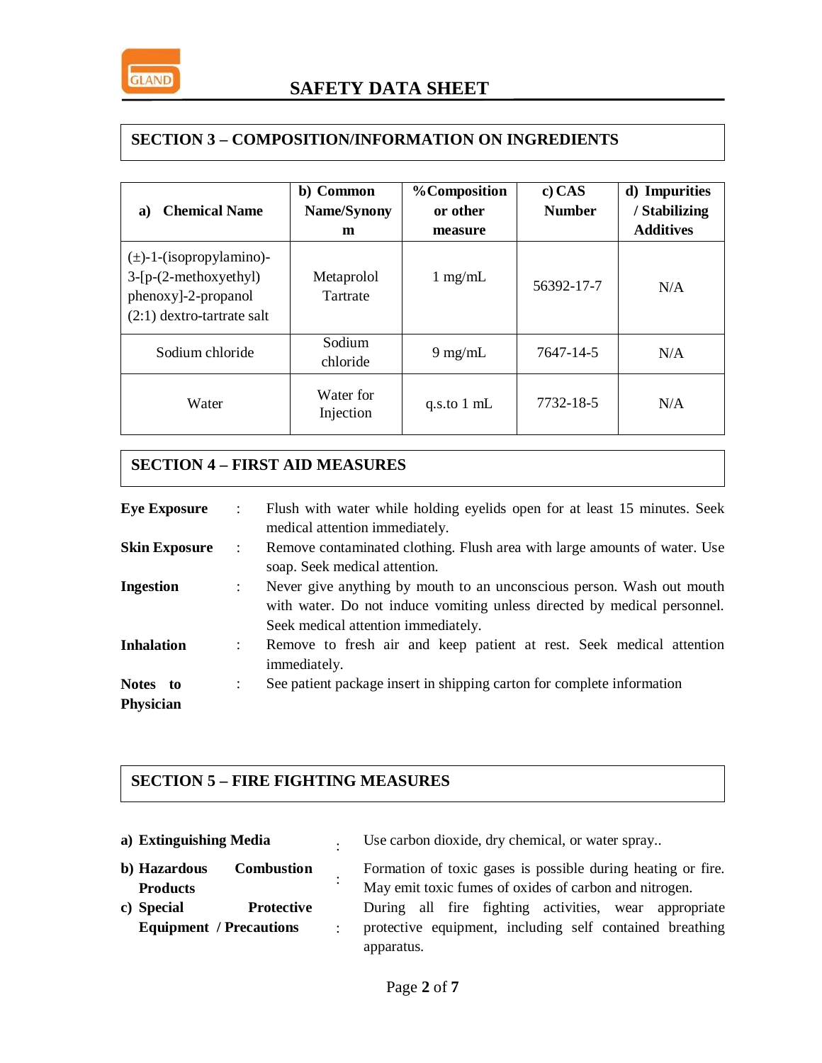## SECTION 3 – COMPOSITION/INFORMATION ON INGREDIENTS

| a) Chemical Name | b) Common Name/Synonym | %Composition or other measure | c) CAS Number | d) Impurities / Stabilizing Additives |
|---|---|---|---|---|
| (±)-1-(isopropylamino)-3-[p-(2-methoxyethyl) phenoxy]-2-propanol (2:1) dextro-tartrate salt | Metaprolol Tartrate | 1 mg/mL | 56392-17-7 | N/A |
| Sodium chloride | Sodium chloride | 9 mg/mL | 7647-14-5 | N/A |
| Water | Water for Injection | q.s.to 1 mL | 7732-18-5 | N/A |

## SECTION 4 – FIRST AID MEASURES

**Eye Exposure** : Flush with water while holding eyelids open for at least 15 minutes. Seek medical attention immediately.

**Skin Exposure** : Remove contaminated clothing. Flush area with large amounts of water. Use soap. Seek medical attention.

**Ingestion** : Never give anything by mouth to an unconscious person. Wash out mouth with water. Do not induce vomiting unless directed by medical personnel. Seek medical attention immediately.

**Inhalation** : Remove to fresh air and keep patient at rest. Seek medical attention immediately.

**Notes to Physician** : See patient package insert in shipping carton for complete information

## SECTION 5 – FIRE FIGHTING MEASURES

**a) Extinguishing Media** : Use carbon dioxide, dry chemical, or water spray..

**b) Hazardous Combustion Products** : Formation of toxic gases is possible during heating or fire. May emit toxic fumes of oxides of carbon and nitrogen.

**c) Special Protective Equipment / Precautions** : During all fire fighting activities, wear appropriate protective equipment, including self contained breathing apparatus.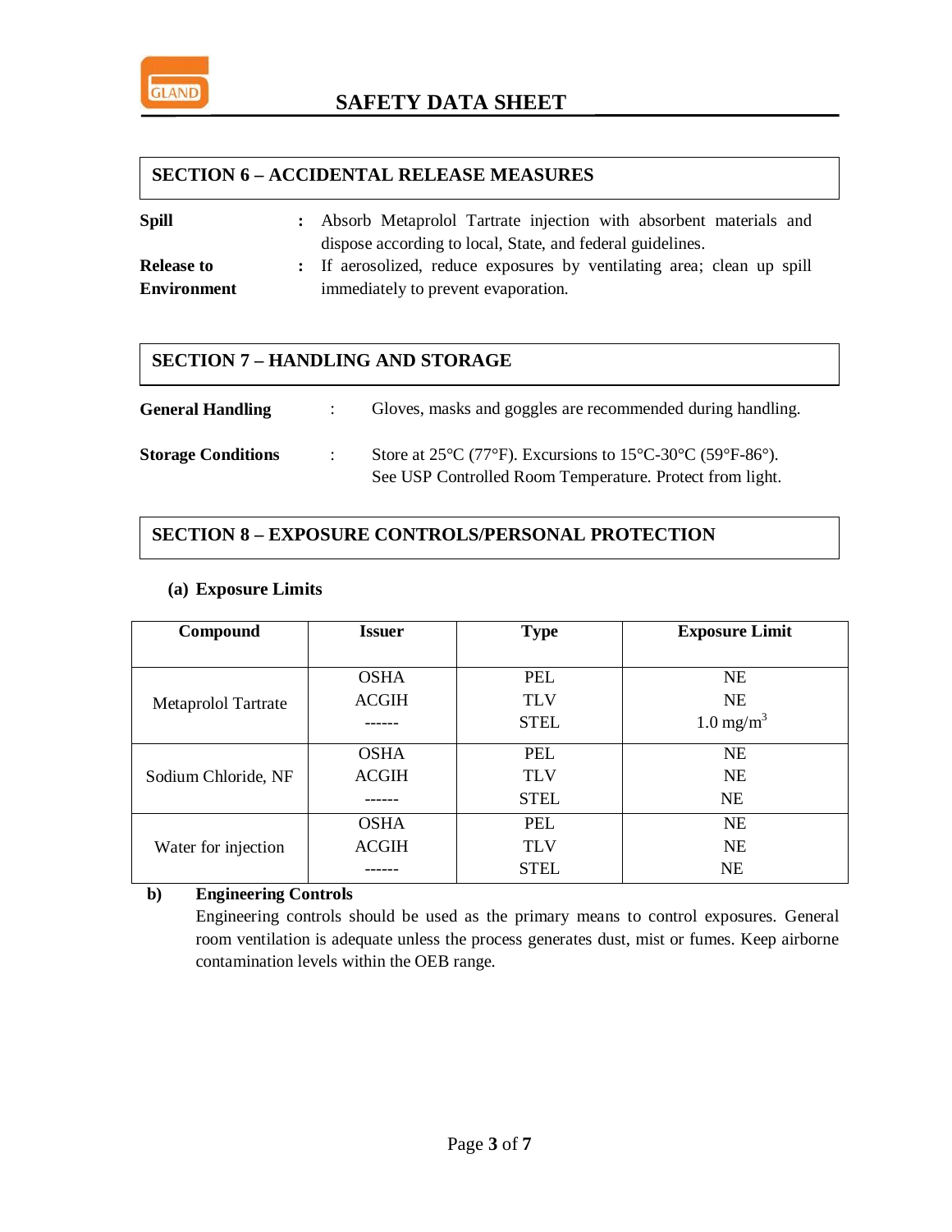# SAFETY DATA SHEET

## SECTION 6 – ACCIDENTAL RELEASE MEASURES

**Spill** : Absorb Metaprolol Tartrate injection with absorbent materials and dispose according to local, State, and federal guidelines.

**Release to Environment** : If aerosolized, reduce exposures by ventilating area; clean up spill immediately to prevent evaporation.

## SECTION 7 – HANDLING AND STORAGE

**General Handling** : Gloves, masks and goggles are recommended during handling.

**Storage Conditions** : Store at 25°C (77°F). Excursions to 15°C-30°C (59°F-86°). See USP Controlled Room Temperature. Protect from light.

## SECTION 8 – EXPOSURE CONTROLS/PERSONAL PROTECTION

**(a) Exposure Limits**

| Compound | Issuer | Type | Exposure Limit |
|---|---|---|---|
| Metaprolol Tartrate | OSHA | PEL | NE |
| | ACGIH | TLV | NE |
| | ------ | STEL | 1.0 mg/m$^3$ |
| Sodium Chloride, NF | OSHA | PEL | NE |
| | ACGIH | TLV | NE |
| | ------ | STEL | NE |
| Water for injection | OSHA | PEL | NE |
| | ACGIH | TLV | NE |
| | ------ | STEL | NE |

**b) Engineering Controls**

Engineering controls should be used as the primary means to control exposures. General room ventilation is adequate unless the process generates dust, mist or fumes. Keep airborne contamination levels within the OEB range.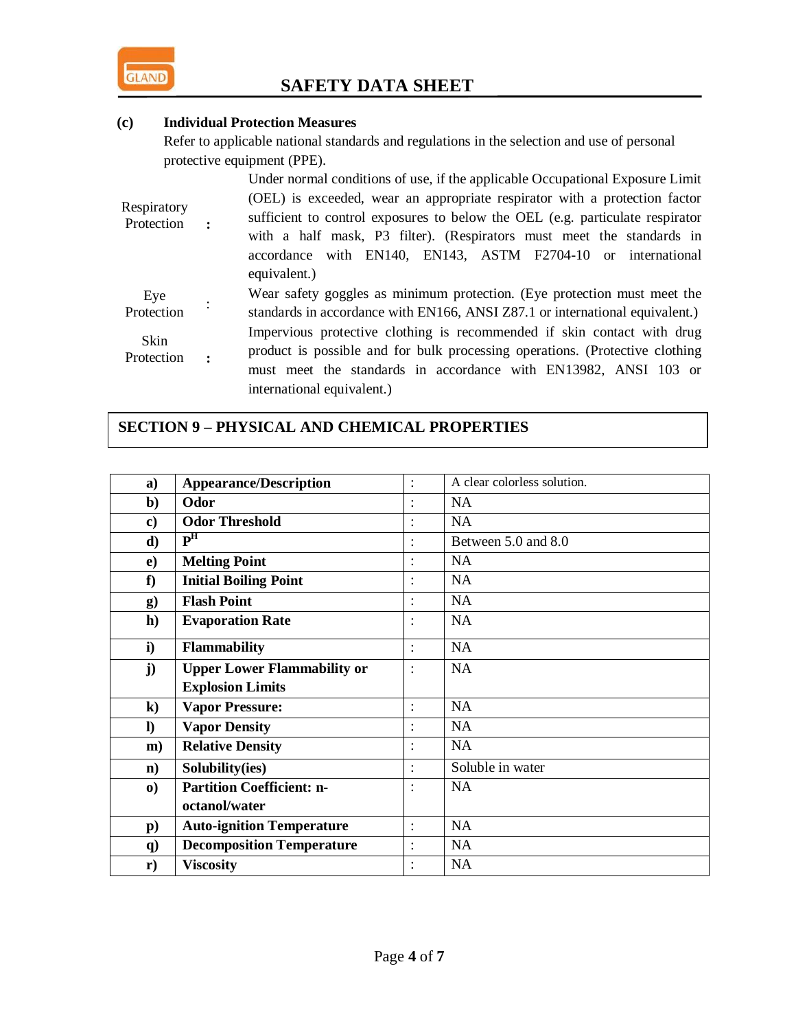**(c) Individual Protection Measures**

Refer to applicable national standards and regulations in the selection and use of personal protective equipment (PPE).

| | | |
|---|---|---|
| Respiratory Protection | : | Under normal conditions of use, if the applicable Occupational Exposure Limit (OEL) is exceeded, wear an appropriate respirator with a protection factor sufficient to control exposures to below the OEL (e.g. particulate respirator with a half mask, P3 filter). (Respirators must meet the standards in accordance with EN140, EN143, ASTM F2704-10 or international equivalent.) |
| Eye Protection | : | Wear safety goggles as minimum protection. (Eye protection must meet the standards in accordance with EN166, ANSI Z87.1 or international equivalent.) |
| Skin Protection | : | Impervious protective clothing is recommended if skin contact with drug product is possible and for bulk processing operations. (Protective clothing must meet the standards in accordance with EN13982, ANSI 103 or international equivalent.) |

## SECTION 9 – PHYSICAL AND CHEMICAL PROPERTIES

| | | | |
|---|---|---|---|
| **a)** | **Appearance/Description** | : | A clear colorless solution. |
| **b)** | **Odor** | : | NA |
| **c)** | **Odor Threshold** | : | NA |
| **d)** | **$P^H$** | : | Between 5.0 and 8.0 |
| **e)** | **Melting Point** | : | NA |
| **f)** | **Initial Boiling Point** | : | NA |
| **g)** | **Flash Point** | : | NA |
| **h)** | **Evaporation Rate** | : | NA |
| **i)** | **Flammability** | : | NA |
| **j)** | **Upper Lower Flammability or Explosion Limits** | : | NA |
| **k)** | **Vapor Pressure:** | : | NA |
| **l)** | **Vapor Density** | : | NA |
| **m)** | **Relative Density** | : | NA |
| **n)** | **Solubility(ies)** | : | Soluble in water |
| **o)** | **Partition Coefficient: n-octanol/water** | : | NA |
| **p)** | **Auto-ignition Temperature** | : | NA |
| **q)** | **Decomposition Temperature** | : | NA |
| **r)** | **Viscosity** | : | NA |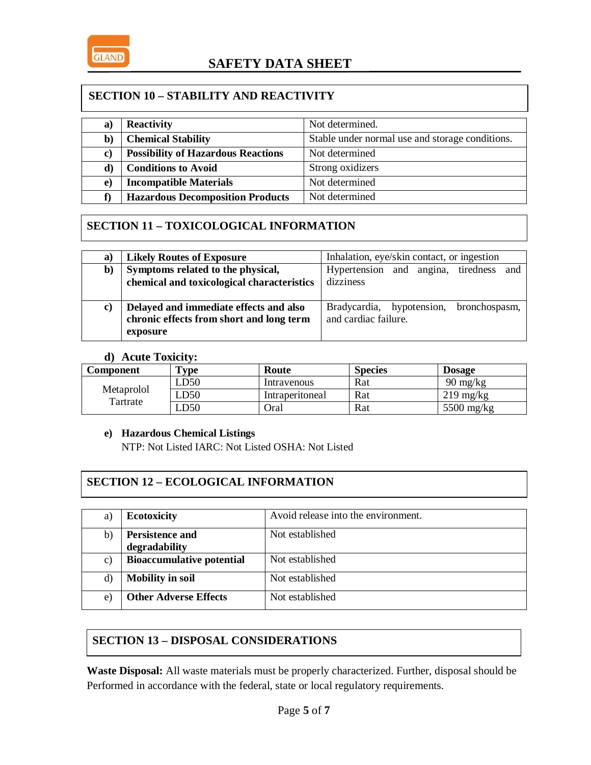## SECTION 10 – STABILITY AND REACTIVITY

| | | |
|---|---|---|
| **a)** | **Reactivity** | Not determined. |
| **b)** | **Chemical Stability** | Stable under normal use and storage conditions. |
| **c)** | **Possibility of Hazardous Reactions** | Not determined |
| **d)** | **Conditions to Avoid** | Strong oxidizers |
| **e)** | **Incompatible Materials** | Not determined |
| **f)** | **Hazardous Decomposition Products** | Not determined |

## SECTION 11 – TOXICOLOGICAL INFORMATION

| | | |
|---|---|---|
| **a)** | **Likely Routes of Exposure** | Inhalation, eye/skin contact, or ingestion |
| **b)** | **Symptoms related to the physical, chemical and toxicological characteristics** | Hypertension and angina, tiredness and dizziness |
| **c)** | **Delayed and immediate effects and also chronic effects from short and long term exposure** | Bradycardia, hypotension, bronchospasm, and cardiac failure. |

**d) Acute Toxicity:**

| Component | Type | Route | Species | Dosage |
|---|---|---|---|---|
| Metaprolol Tartrate | LD50 | Intravenous | Rat | 90 mg/kg |
| | LD50 | Intraperitoneal | Rat | 219 mg/kg |
| | LD50 | Oral | Rat | 5500 mg/kg |

**e) Hazardous Chemical Listings**

NTP: Not Listed IARC: Not Listed OSHA: Not Listed

## SECTION 12 – ECOLOGICAL INFORMATION

| | | |
|---|---|---|
| a) | **Ecotoxicity** | Avoid release into the environment. |
| b) | **Persistence and degradability** | Not established |
| c) | **Bioaccumulative potential** | Not established |
| d) | **Mobility in soil** | Not established |
| e) | **Other Adverse Effects** | Not established |

## SECTION 13 – DISPOSAL CONSIDERATIONS

**Waste Disposal:** All waste materials must be properly characterized. Further, disposal should be Performed in accordance with the federal, state or local regulatory requirements.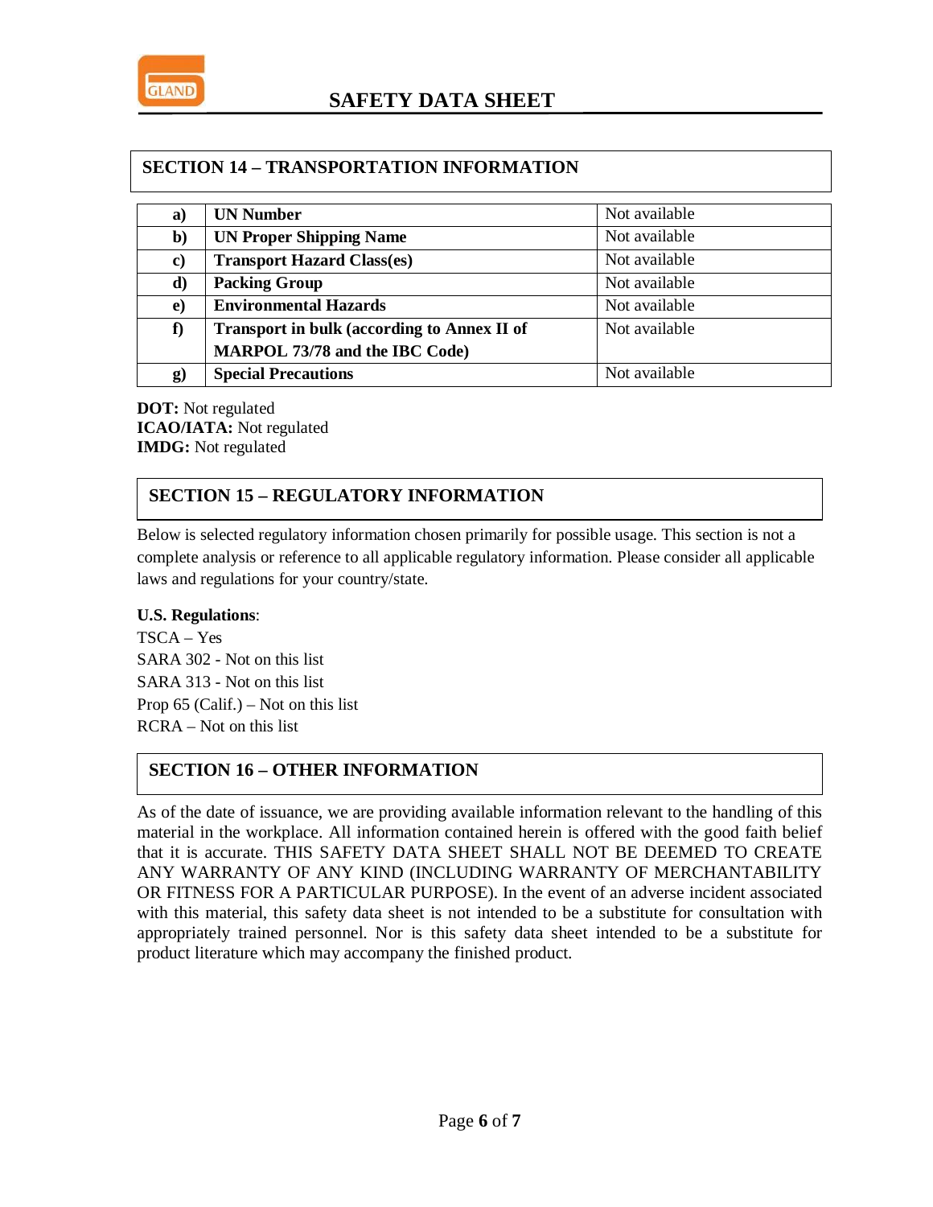## SECTION 14 – TRANSPORTATION INFORMATION

| | | |
|---|---|---|
| **a)** | **UN Number** | Not available |
| **b)** | **UN Proper Shipping Name** | Not available |
| **c)** | **Transport Hazard Class(es)** | Not available |
| **d)** | **Packing Group** | Not available |
| **e)** | **Environmental Hazards** | Not available |
| **f)** | **Transport in bulk (according to Annex II of MARPOL 73/78 and the IBC Code)** | Not available |
| **g)** | **Special Precautions** | Not available |

**DOT:** Not regulated
**ICAO/IATA:** Not regulated
**IMDG:** Not regulated

## SECTION 15 – REGULATORY INFORMATION

Below is selected regulatory information chosen primarily for possible usage. This section is not a complete analysis or reference to all applicable regulatory information. Please consider all applicable laws and regulations for your country/state.

**U.S. Regulations**:
TSCA – Yes
SARA 302 - Not on this list
SARA 313 - Not on this list
Prop 65 (Calif.) – Not on this list
RCRA – Not on this list

## SECTION 16 – OTHER INFORMATION

As of the date of issuance, we are providing available information relevant to the handling of this material in the workplace. All information contained herein is offered with the good faith belief that it is accurate. THIS SAFETY DATA SHEET SHALL NOT BE DEEMED TO CREATE ANY WARRANTY OF ANY KIND (INCLUDING WARRANTY OF MERCHANTABILITY OR FITNESS FOR A PARTICULAR PURPOSE). In the event of an adverse incident associated with this material, this safety data sheet is not intended to be a substitute for consultation with appropriately trained personnel. Nor is this safety data sheet intended to be a substitute for product literature which may accompany the finished product.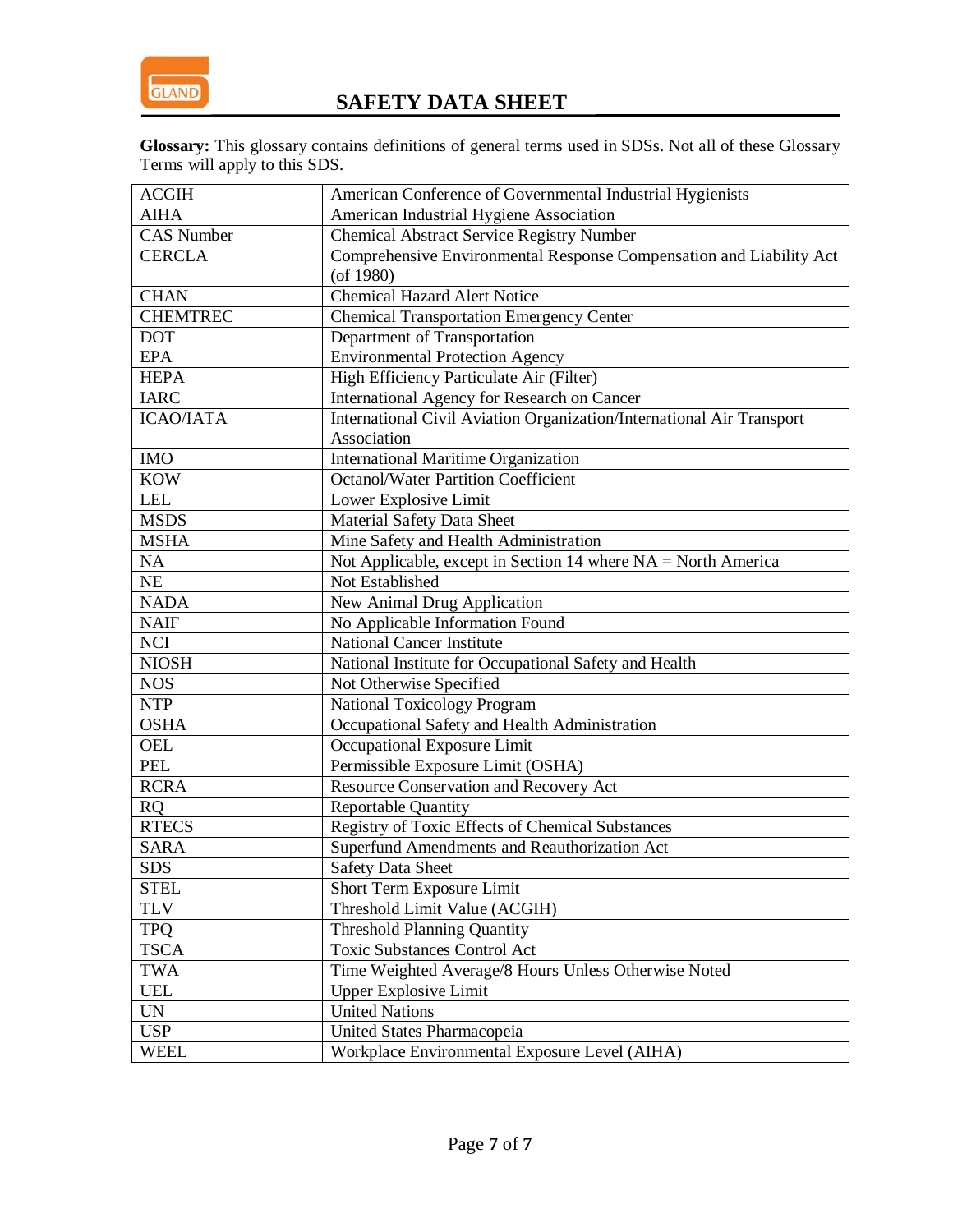**Glossary:** This glossary contains definitions of general terms used in SDSs. Not all of these Glossary Terms will apply to this SDS.

| | |
|---|---|
| ACGIH | American Conference of Governmental Industrial Hygienists |
| AIHA | American Industrial Hygiene Association |
| CAS Number | Chemical Abstract Service Registry Number |
| CERCLA | Comprehensive Environmental Response Compensation and Liability Act (of 1980) |
| CHAN | Chemical Hazard Alert Notice |
| CHEMTREC | Chemical Transportation Emergency Center |
| DOT | Department of Transportation |
| EPA | Environmental Protection Agency |
| HEPA | High Efficiency Particulate Air (Filter) |
| IARC | International Agency for Research on Cancer |
| ICAO/IATA | International Civil Aviation Organization/International Air Transport Association |
| IMO | International Maritime Organization |
| KOW | Octanol/Water Partition Coefficient |
| LEL | Lower Explosive Limit |
| MSDS | Material Safety Data Sheet |
| MSHA | Mine Safety and Health Administration |
| NA | Not Applicable, except in Section 14 where NA = North America |
| NE | Not Established |
| NADA | New Animal Drug Application |
| NAIF | No Applicable Information Found |
| NCI | National Cancer Institute |
| NIOSH | National Institute for Occupational Safety and Health |
| NOS | Not Otherwise Specified |
| NTP | National Toxicology Program |
| OSHA | Occupational Safety and Health Administration |
| OEL | Occupational Exposure Limit |
| PEL | Permissible Exposure Limit (OSHA) |
| RCRA | Resource Conservation and Recovery Act |
| RQ | Reportable Quantity |
| RTECS | Registry of Toxic Effects of Chemical Substances |
| SARA | Superfund Amendments and Reauthorization Act |
| SDS | Safety Data Sheet |
| STEL | Short Term Exposure Limit |
| TLV | Threshold Limit Value (ACGIH) |
| TPQ | Threshold Planning Quantity |
| TSCA | Toxic Substances Control Act |
| TWA | Time Weighted Average/8 Hours Unless Otherwise Noted |
| UEL | Upper Explosive Limit |
| UN | United Nations |
| USP | United States Pharmacopeia |
| WEEL | Workplace Environmental Exposure Level (AIHA) |